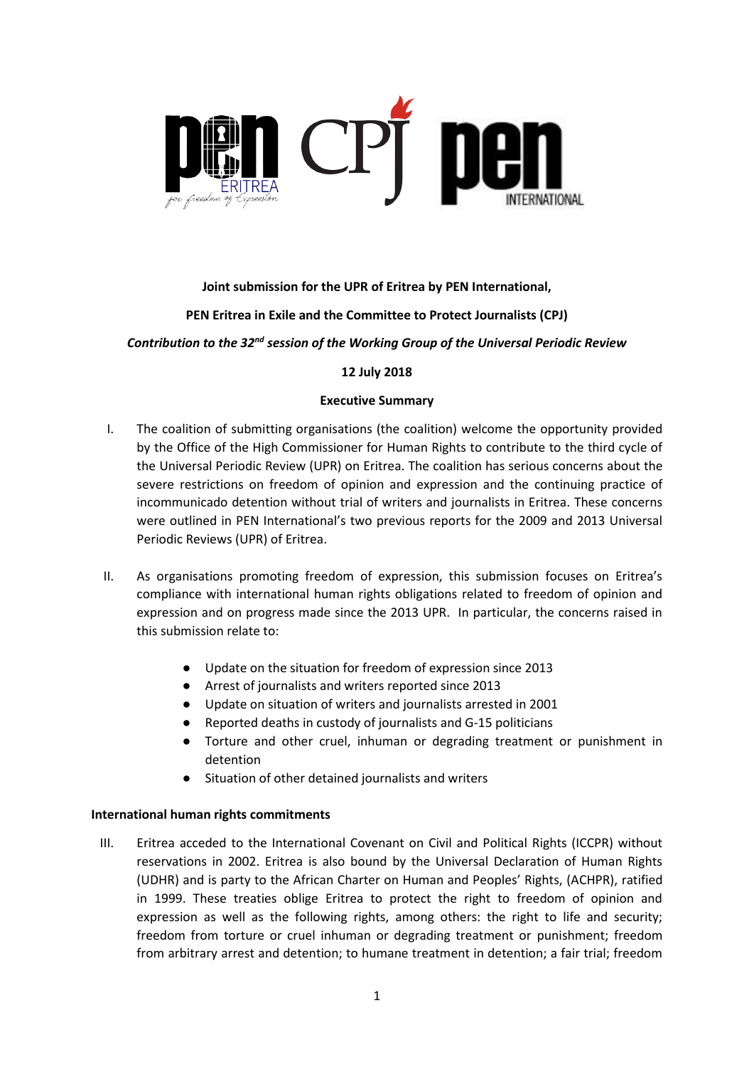**Joint submission for the UPR of Eritrea by PEN International,**

**PEN Eritrea in Exile and the Committee to Protect Journalists (CPJ)**

***Contribution to the 32nd session of the Working Group of the Universal Periodic Review***

**12 July 2018**

**Executive Summary**

I. The coalition of submitting organisations (the coalition) welcome the opportunity provided by the Office of the High Commissioner for Human Rights to contribute to the third cycle of the Universal Periodic Review (UPR) on Eritrea. The coalition has serious concerns about the severe restrictions on freedom of opinion and expression and the continuing practice of incommunicado detention without trial of writers and journalists in Eritrea. These concerns were outlined in PEN International's two previous reports for the 2009 and 2013 Universal Periodic Reviews (UPR) of Eritrea.

II. As organisations promoting freedom of expression, this submission focuses on Eritrea's compliance with international human rights obligations related to freedom of opinion and expression and on progress made since the 2013 UPR. In particular, the concerns raised in this submission relate to:

- Update on the situation for freedom of expression since 2013
- Arrest of journalists and writers reported since 2013
- Update on situation of writers and journalists arrested in 2001
- Reported deaths in custody of journalists and G-15 politicians
- Torture and other cruel, inhuman or degrading treatment or punishment in detention
- Situation of other detained journalists and writers

**International human rights commitments**

III. Eritrea acceded to the International Covenant on Civil and Political Rights (ICCPR) without reservations in 2002. Eritrea is also bound by the Universal Declaration of Human Rights (UDHR) and is party to the African Charter on Human and Peoples' Rights, (ACHPR), ratified in 1999. These treaties oblige Eritrea to protect the right to freedom of opinion and expression as well as the following rights, among others: the right to life and security; freedom from torture or cruel inhuman or degrading treatment or punishment; freedom from arbitrary arrest and detention; to humane treatment in detention; a fair trial; freedom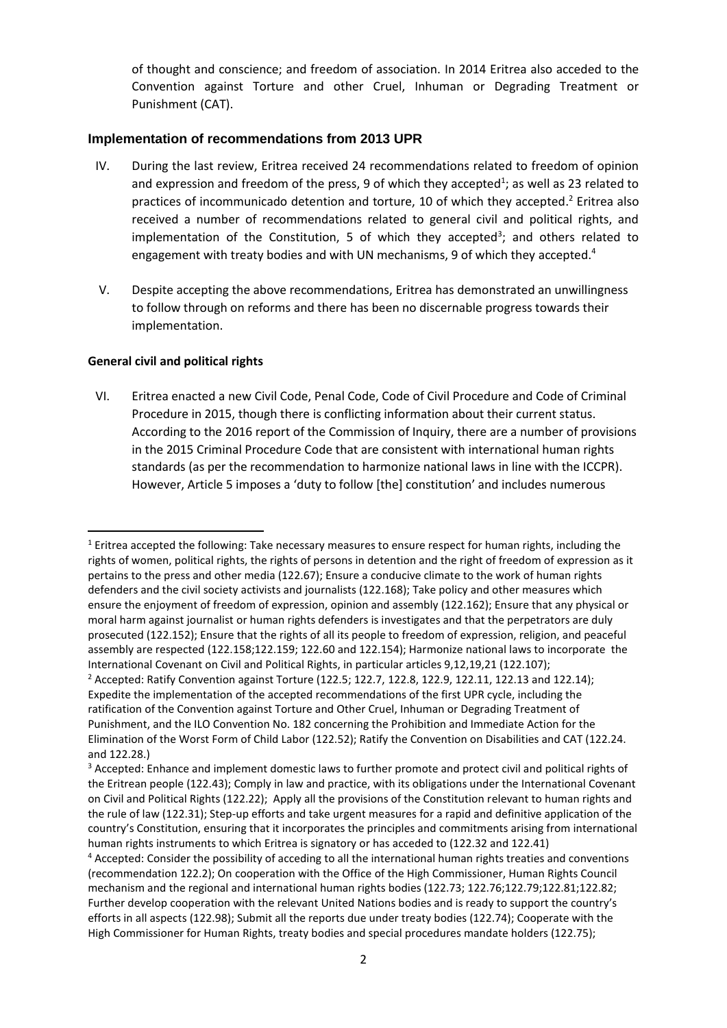of thought and conscience; and freedom of association. In 2014 Eritrea also acceded to the Convention against Torture and other Cruel, Inhuman or Degrading Treatment or Punishment (CAT).

## Implementation of recommendations from 2013 UPR

IV. During the last review, Eritrea received 24 recommendations related to freedom of opinion and expression and freedom of the press, 9 of which they accepted[1]; as well as 23 related to practices of incommunicado detention and torture, 10 of which they accepted.[2] Eritrea also received a number of recommendations related to general civil and political rights, and implementation of the Constitution, 5 of which they accepted[3]; and others related to engagement with treaty bodies and with UN mechanisms, 9 of which they accepted.[4]

V. Despite accepting the above recommendations, Eritrea has demonstrated an unwillingness to follow through on reforms and there has been no discernable progress towards their implementation.

**General civil and political rights**

VI. Eritrea enacted a new Civil Code, Penal Code, Code of Civil Procedure and Code of Criminal Procedure in 2015, though there is conflicting information about their current status. According to the 2016 report of the Commission of Inquiry, there are a number of provisions in the 2015 Criminal Procedure Code that are consistent with international human rights standards (as per the recommendation to harmonize national laws in line with the ICCPR). However, Article 5 imposes a 'duty to follow [the] constitution' and includes numerous

---

[1] Eritrea accepted the following: Take necessary measures to ensure respect for human rights, including the rights of women, political rights, the rights of persons in detention and the right of freedom of expression as it pertains to the press and other media (122.67); Ensure a conducive climate to the work of human rights defenders and the civil society activists and journalists (122.168); Take policy and other measures which ensure the enjoyment of freedom of expression, opinion and assembly (122.162); Ensure that any physical or moral harm against journalist or human rights defenders is investigates and that the perpetrators are duly prosecuted (122.152); Ensure that the rights of all its people to freedom of expression, religion, and peaceful assembly are respected (122.158;122.159; 122.60 and 122.154); Harmonize national laws to incorporate the International Covenant on Civil and Political Rights, in particular articles 9,12,19,21 (122.107);

[2] Accepted: Ratify Convention against Torture (122.5; 122.7, 122.8, 122.9, 122.11, 122.13 and 122.14); Expedite the implementation of the accepted recommendations of the first UPR cycle, including the ratification of the Convention against Torture and Other Cruel, Inhuman or Degrading Treatment of Punishment, and the ILO Convention No. 182 concerning the Prohibition and Immediate Action for the Elimination of the Worst Form of Child Labor (122.52); Ratify the Convention on Disabilities and CAT (122.24. and 122.28.)

[3] Accepted: Enhance and implement domestic laws to further promote and protect civil and political rights of the Eritrean people (122.43); Comply in law and practice, with its obligations under the International Covenant on Civil and Political Rights (122.22); Apply all the provisions of the Constitution relevant to human rights and the rule of law (122.31); Step-up efforts and take urgent measures for a rapid and definitive application of the country's Constitution, ensuring that it incorporates the principles and commitments arising from international human rights instruments to which Eritrea is signatory or has acceded to (122.32 and 122.41)

[4] Accepted: Consider the possibility of acceding to all the international human rights treaties and conventions (recommendation 122.2); On cooperation with the Office of the High Commissioner, Human Rights Council mechanism and the regional and international human rights bodies (122.73; 122.76;122.79;122.81;122.82; Further develop cooperation with the relevant United Nations bodies and is ready to support the country's efforts in all aspects (122.98); Submit all the reports due under treaty bodies (122.74); Cooperate with the High Commissioner for Human Rights, treaty bodies and special procedures mandate holders (122.75);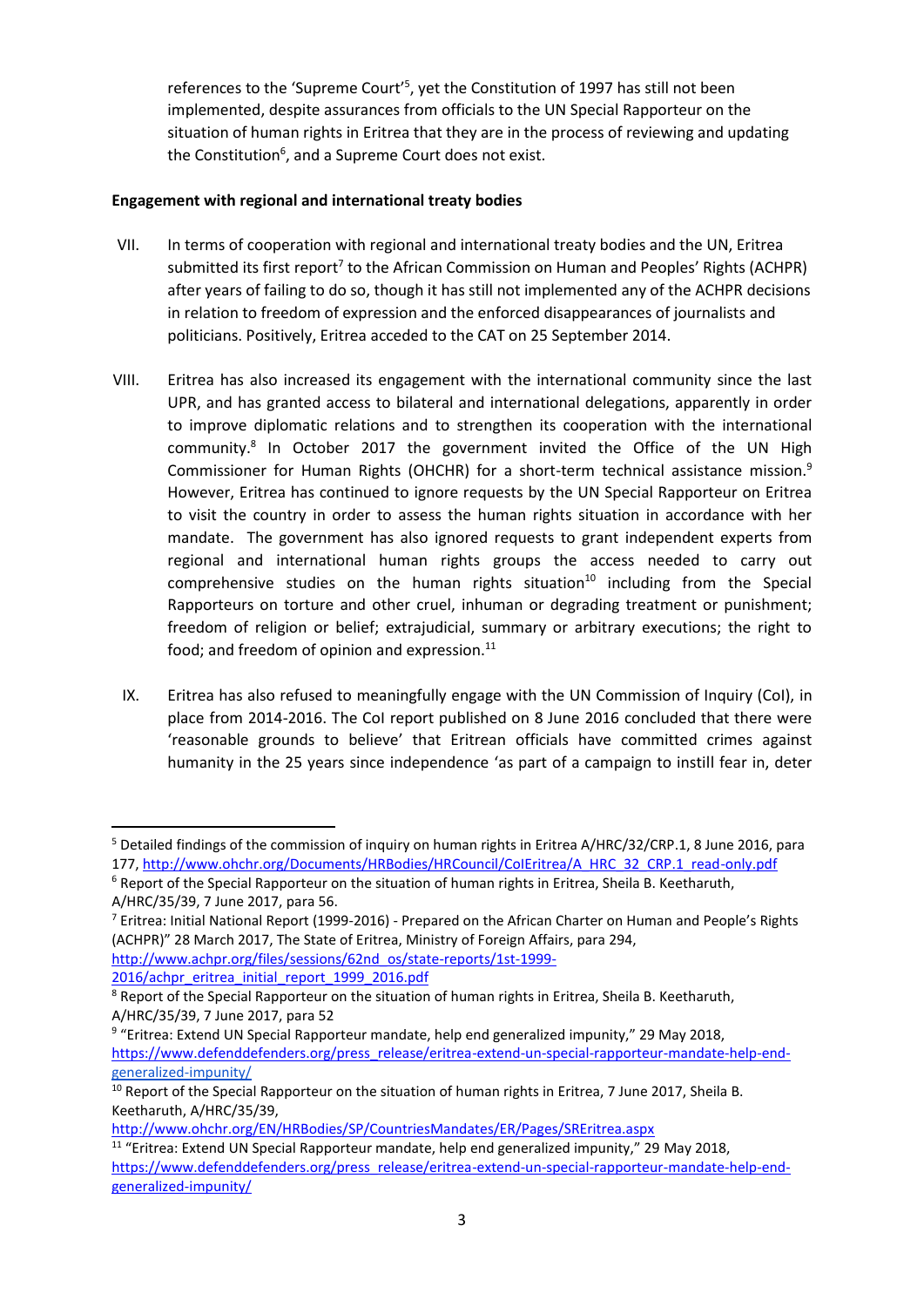references to the 'Supreme Court'[5], yet the Constitution of 1997 has still not been implemented, despite assurances from officials to the UN Special Rapporteur on the situation of human rights in Eritrea that they are in the process of reviewing and updating the Constitution[6], and a Supreme Court does not exist.

**Engagement with regional and international treaty bodies**

VII. In terms of cooperation with regional and international treaty bodies and the UN, Eritrea submitted its first report[7] to the African Commission on Human and Peoples' Rights (ACHPR) after years of failing to do so, though it has still not implemented any of the ACHPR decisions in relation to freedom of expression and the enforced disappearances of journalists and politicians. Positively, Eritrea acceded to the CAT on 25 September 2014.

VIII. Eritrea has also increased its engagement with the international community since the last UPR, and has granted access to bilateral and international delegations, apparently in order to improve diplomatic relations and to strengthen its cooperation with the international community.[8] In October 2017 the government invited the Office of the UN High Commissioner for Human Rights (OHCHR) for a short-term technical assistance mission.[9] However, Eritrea has continued to ignore requests by the UN Special Rapporteur on Eritrea to visit the country in order to assess the human rights situation in accordance with her mandate. The government has also ignored requests to grant independent experts from regional and international human rights groups the access needed to carry out comprehensive studies on the human rights situation[10] including from the Special Rapporteurs on torture and other cruel, inhuman or degrading treatment or punishment; freedom of religion or belief; extrajudicial, summary or arbitrary executions; the right to food; and freedom of opinion and expression.[11]

IX. Eritrea has also refused to meaningfully engage with the UN Commission of Inquiry (CoI), in place from 2014-2016. The CoI report published on 8 June 2016 concluded that there were 'reasonable grounds to believe' that Eritrean officials have committed crimes against humanity in the 25 years since independence 'as part of a campaign to instill fear in, deter

---

[5] Detailed findings of the commission of inquiry on human rights in Eritrea A/HRC/32/CRP.1, 8 June 2016, para 177, http://www.ohchr.org/Documents/HRBodies/HRCouncil/CoIEritrea/A_HRC_32_CRP.1_read-only.pdf

[6] Report of the Special Rapporteur on the situation of human rights in Eritrea, Sheila B. Keetharuth, A/HRC/35/39, 7 June 2017, para 56.

[7] Eritrea: Initial National Report (1999-2016) - Prepared on the African Charter on Human and People's Rights (ACHPR)" 28 March 2017, The State of Eritrea, Ministry of Foreign Affairs, para 294, http://www.achpr.org/files/sessions/62nd_os/state-reports/1st-1999-2016/achpr_eritrea_initial_report_1999_2016.pdf

[8] Report of the Special Rapporteur on the situation of human rights in Eritrea, Sheila B. Keetharuth, A/HRC/35/39, 7 June 2017, para 52

[9] "Eritrea: Extend UN Special Rapporteur mandate, help end generalized impunity," 29 May 2018, https://www.defenddefenders.org/press_release/eritrea-extend-un-special-rapporteur-mandate-help-end-generalized-impunity/

[10] Report of the Special Rapporteur on the situation of human rights in Eritrea, 7 June 2017, Sheila B. Keetharuth, A/HRC/35/39, http://www.ohchr.org/EN/HRBodies/SP/CountriesMandates/ER/Pages/SREritrea.aspx

[11] "Eritrea: Extend UN Special Rapporteur mandate, help end generalized impunity," 29 May 2018, https://www.defenddefenders.org/press_release/eritrea-extend-un-special-rapporteur-mandate-help-end-generalized-impunity/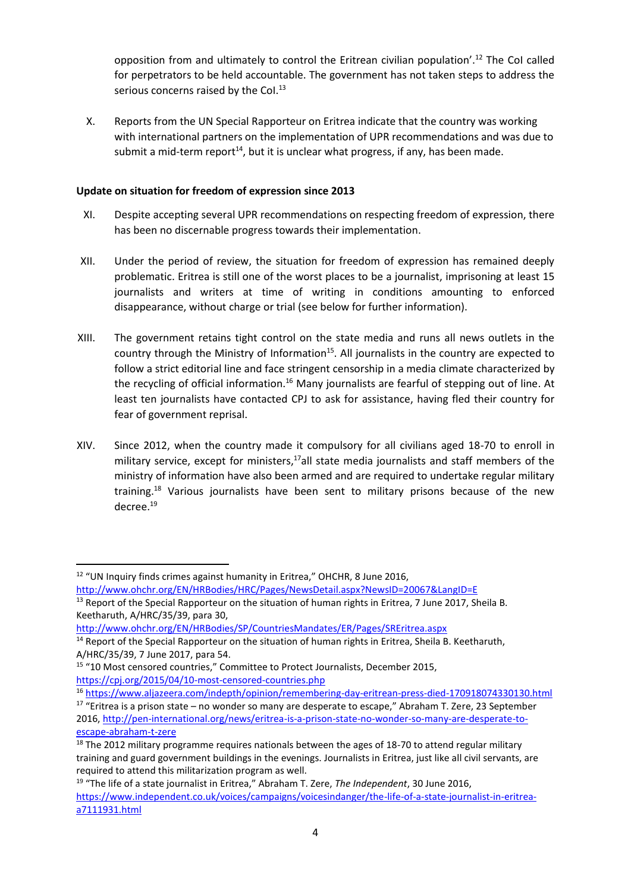opposition from and ultimately to control the Eritrean civilian population'.[12] The CoI called for perpetrators to be held accountable. The government has not taken steps to address the serious concerns raised by the CoI.[13]

X. Reports from the UN Special Rapporteur on Eritrea indicate that the country was working with international partners on the implementation of UPR recommendations and was due to submit a mid-term report[14], but it is unclear what progress, if any, has been made.

**Update on situation for freedom of expression since 2013**

XI. Despite accepting several UPR recommendations on respecting freedom of expression, there has been no discernable progress towards their implementation.

XII. Under the period of review, the situation for freedom of expression has remained deeply problematic. Eritrea is still one of the worst places to be a journalist, imprisoning at least 15 journalists and writers at time of writing in conditions amounting to enforced disappearance, without charge or trial (see below for further information).

XIII. The government retains tight control on the state media and runs all news outlets in the country through the Ministry of Information[15]. All journalists in the country are expected to follow a strict editorial line and face stringent censorship in a media climate characterized by the recycling of official information.[16] Many journalists are fearful of stepping out of line. At least ten journalists have contacted CPJ to ask for assistance, having fled their country for fear of government reprisal.

XIV. Since 2012, when the country made it compulsory for all civilians aged 18-70 to enroll in military service, except for ministers,[17]all state media journalists and staff members of the ministry of information have also been armed and are required to undertake regular military training.[18] Various journalists have been sent to military prisons because of the new decree.[19]

---

[12] "UN Inquiry finds crimes against humanity in Eritrea," OHCHR, 8 June 2016, http://www.ohchr.org/EN/HRBodies/HRC/Pages/NewsDetail.aspx?NewsID=20067&LangID=E

[13] Report of the Special Rapporteur on the situation of human rights in Eritrea, 7 June 2017, Sheila B. Keetharuth, A/HRC/35/39, para 30, http://www.ohchr.org/EN/HRBodies/SP/CountriesMandates/ER/Pages/SREritrea.aspx

[14] Report of the Special Rapporteur on the situation of human rights in Eritrea, Sheila B. Keetharuth, A/HRC/35/39, 7 June 2017, para 54.

[15] "10 Most censored countries," Committee to Protect Journalists, December 2015, https://cpj.org/2015/04/10-most-censored-countries.php

[16] https://www.aljazeera.com/indepth/opinion/remembering-day-eritrean-press-died-170918074330130.html

[17] "Eritrea is a prison state – no wonder so many are desperate to escape," Abraham T. Zere, 23 September 2016, http://pen-international.org/news/eritrea-is-a-prison-state-no-wonder-so-many-are-desperate-to-escape-abraham-t-zere

[18] The 2012 military programme requires nationals between the ages of 18-70 to attend regular military training and guard government buildings in the evenings. Journalists in Eritrea, just like all civil servants, are required to attend this militarization program as well.

[19] "The life of a state journalist in Eritrea," Abraham T. Zere, *The Independent*, 30 June 2016, https://www.independent.co.uk/voices/campaigns/voicesindanger/the-life-of-a-state-journalist-in-eritrea-a7111931.html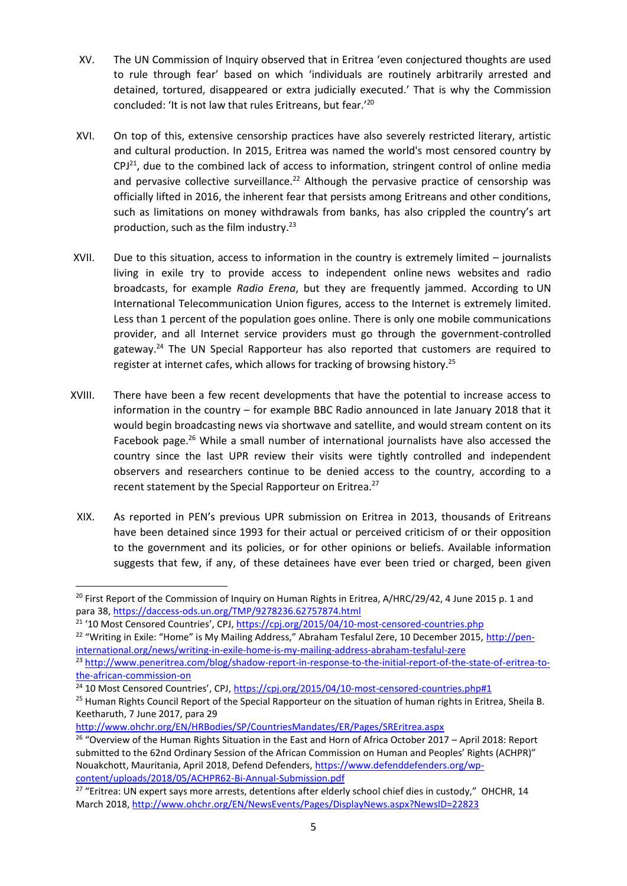XV. The UN Commission of Inquiry observed that in Eritrea 'even conjectured thoughts are used to rule through fear' based on which 'individuals are routinely arbitrarily arrested and detained, tortured, disappeared or extra judicially executed.' That is why the Commission concluded: 'It is not law that rules Eritreans, but fear.'[20]

XVI. On top of this, extensive censorship practices have also severely restricted literary, artistic and cultural production. In 2015, Eritrea was named the world's most censored country by CPJ[21], due to the combined lack of access to information, stringent control of online media and pervasive collective surveillance.[22] Although the pervasive practice of censorship was officially lifted in 2016, the inherent fear that persists among Eritreans and other conditions, such as limitations on money withdrawals from banks, has also crippled the country's art production, such as the film industry.[23]

XVII. Due to this situation, access to information in the country is extremely limited – journalists living in exile try to provide access to independent online news websites and radio broadcasts, for example *Radio Erena*, but they are frequently jammed. According to UN International Telecommunication Union figures, access to the Internet is extremely limited. Less than 1 percent of the population goes online. There is only one mobile communications provider, and all Internet service providers must go through the government-controlled gateway.[24] The UN Special Rapporteur has also reported that customers are required to register at internet cafes, which allows for tracking of browsing history.[25]

XVIII. There have been a few recent developments that have the potential to increase access to information in the country – for example BBC Radio announced in late January 2018 that it would begin broadcasting news via shortwave and satellite, and would stream content on its Facebook page.[26] While a small number of international journalists have also accessed the country since the last UPR review their visits were tightly controlled and independent observers and researchers continue to be denied access to the country, according to a recent statement by the Special Rapporteur on Eritrea.[27]

XIX. As reported in PEN's previous UPR submission on Eritrea in 2013, thousands of Eritreans have been detained since 1993 for their actual or perceived criticism of or their opposition to the government and its policies, or for other opinions or beliefs. Available information suggests that few, if any, of these detainees have ever been tried or charged, been given

---

[20] First Report of the Commission of Inquiry on Human Rights in Eritrea, A/HRC/29/42, 4 June 2015 p. 1 and para 38, https://daccess-ods.un.org/TMP/9278236.62757874.html

[21] '10 Most Censored Countries', CPJ, https://cpj.org/2015/04/10-most-censored-countries.php

[22] "Writing in Exile: "Home" is My Mailing Address," Abraham Tesfalul Zere, 10 December 2015, http://pen-international.org/news/writing-in-exile-home-is-my-mailing-address-abraham-tesfalul-zere

[23] http://www.peneritrea.com/blog/shadow-report-in-response-to-the-initial-report-of-the-state-of-eritrea-to-the-african-commission-on

[24] 10 Most Censored Countries', CPJ, https://cpj.org/2015/04/10-most-censored-countries.php#1

[25] Human Rights Council Report of the Special Rapporteur on the situation of human rights in Eritrea, Sheila B. Keetharuth, 7 June 2017, para 29 http://www.ohchr.org/EN/HRBodies/SP/CountriesMandates/ER/Pages/SREritrea.aspx

[26] "Overview of the Human Rights Situation in the East and Horn of Africa October 2017 – April 2018: Report submitted to the 62nd Ordinary Session of the African Commission on Human and Peoples' Rights (ACHPR)" Nouakchott, Mauritania, April 2018, Defend Defenders, https://www.defenddefenders.org/wp-content/uploads/2018/05/ACHPR62-Bi-Annual-Submission.pdf

[27] "Eritrea: UN expert says more arrests, detentions after elderly school chief dies in custody," OHCHR, 14 March 2018, http://www.ohchr.org/EN/NewsEvents/Pages/DisplayNews.aspx?NewsID=22823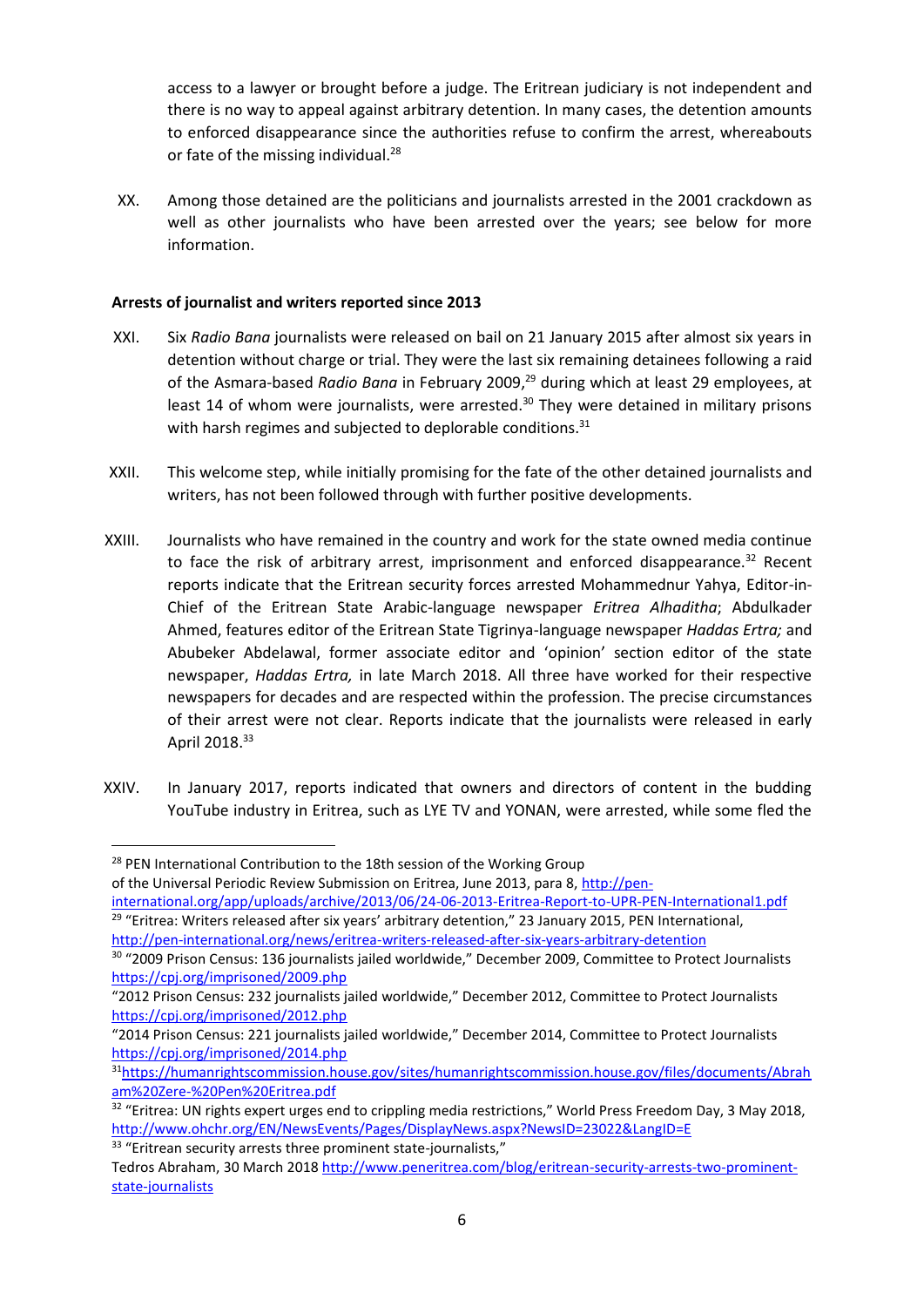access to a lawyer or brought before a judge. The Eritrean judiciary is not independent and there is no way to appeal against arbitrary detention. In many cases, the detention amounts to enforced disappearance since the authorities refuse to confirm the arrest, whereabouts or fate of the missing individual.[28]

XX. Among those detained are the politicians and journalists arrested in the 2001 crackdown as well as other journalists who have been arrested over the years; see below for more information.

**Arrests of journalist and writers reported since 2013**

XXI. Six *Radio Bana* journalists were released on bail on 21 January 2015 after almost six years in detention without charge or trial. They were the last six remaining detainees following a raid of the Asmara-based *Radio Bana* in February 2009,[29] during which at least 29 employees, at least 14 of whom were journalists, were arrested.[30] They were detained in military prisons with harsh regimes and subjected to deplorable conditions.[31]

XXII. This welcome step, while initially promising for the fate of the other detained journalists and writers, has not been followed through with further positive developments.

XXIII. Journalists who have remained in the country and work for the state owned media continue to face the risk of arbitrary arrest, imprisonment and enforced disappearance.[32] Recent reports indicate that the Eritrean security forces arrested Mohammednur Yahya, Editor-in-Chief of the Eritrean State Arabic-language newspaper *Eritrea Alhaditha*; Abdulkader Ahmed, features editor of the Eritrean State Tigrinya-language newspaper *Haddas Ertra;* and Abubeker Abdelawal, former associate editor and 'opinion' section editor of the state newspaper, *Haddas Ertra,* in late March 2018. All three have worked for their respective newspapers for decades and are respected within the profession. The precise circumstances of their arrest were not clear. Reports indicate that the journalists were released in early April 2018.[33]

XXIV. In January 2017, reports indicated that owners and directors of content in the budding YouTube industry in Eritrea, such as LYE TV and YONAN, were arrested, while some fled the

---

[28] PEN International Contribution to the 18th session of the Working Group of the Universal Periodic Review Submission on Eritrea, June 2013, para 8, http://pen-international.org/app/uploads/archive/2013/06/24-06-2013-Eritrea-Report-to-UPR-PEN-International1.pdf

[29] "Eritrea: Writers released after six years' arbitrary detention," 23 January 2015, PEN International, http://pen-international.org/news/eritrea-writers-released-after-six-years-arbitrary-detention

[30] "2009 Prison Census: 136 journalists jailed worldwide," December 2009, Committee to Protect Journalists https://cpj.org/imprisoned/2009.php

"2012 Prison Census: 232 journalists jailed worldwide," December 2012, Committee to Protect Journalists https://cpj.org/imprisoned/2012.php

"2014 Prison Census: 221 journalists jailed worldwide," December 2014, Committee to Protect Journalists https://cpj.org/imprisoned/2014.php

[31] https://humanrightscommission.house.gov/sites/humanrightscommission.house.gov/files/documents/Abraham%20Zere-%20Pen%20Eritrea.pdf

[32] "Eritrea: UN rights expert urges end to crippling media restrictions," World Press Freedom Day, 3 May 2018, http://www.ohchr.org/EN/NewsEvents/Pages/DisplayNews.aspx?NewsID=23022&LangID=E

[33] "Eritrean security arrests three prominent state-journalists," Tedros Abraham, 30 March 2018 http://www.peneritrea.com/blog/eritrean-security-arrests-two-prominent-state-journalists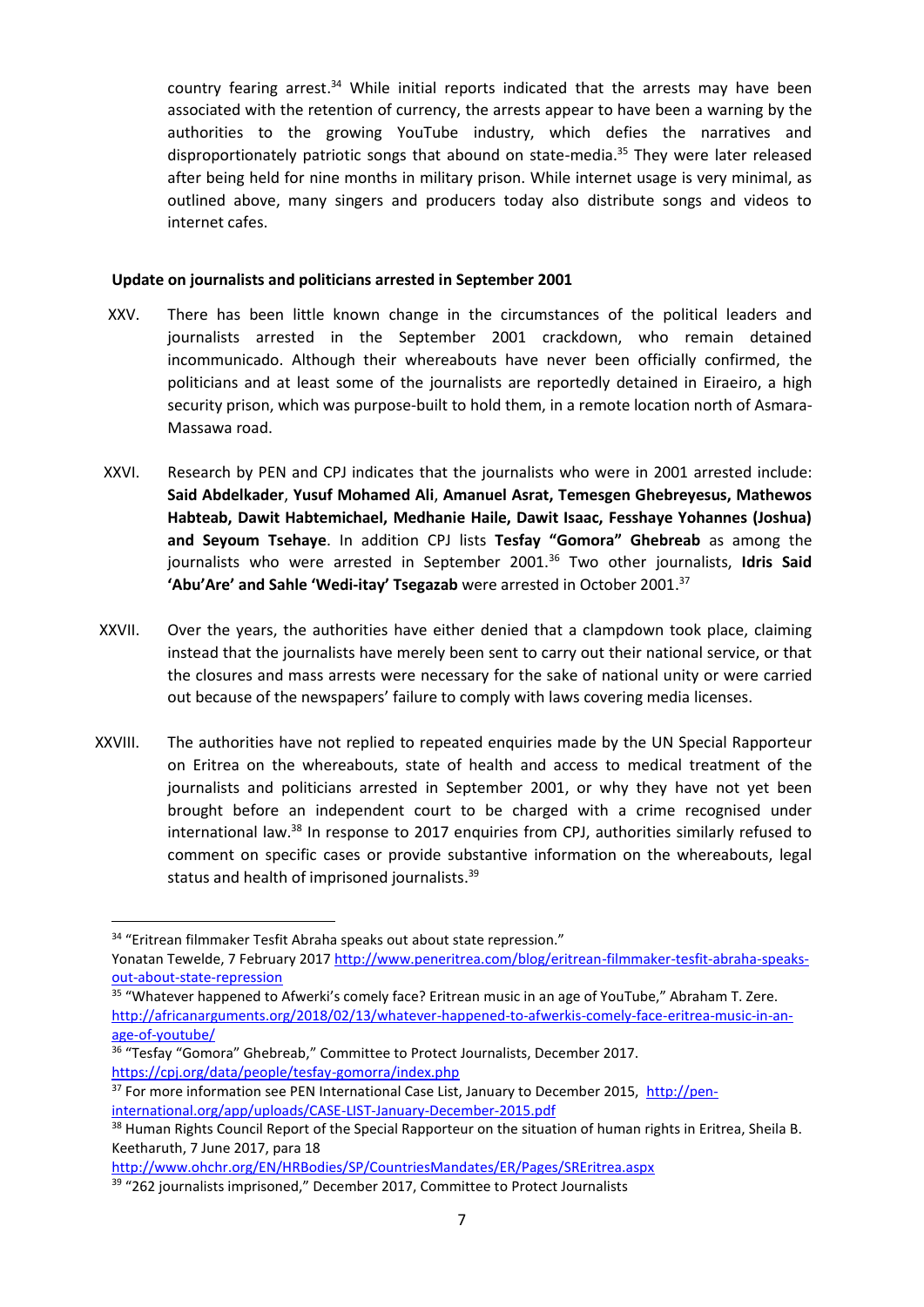country fearing arrest.[34] While initial reports indicated that the arrests may have been associated with the retention of currency, the arrests appear to have been a warning by the authorities to the growing YouTube industry, which defies the narratives and disproportionately patriotic songs that abound on state-media.[35] They were later released after being held for nine months in military prison. While internet usage is very minimal, as outlined above, many singers and producers today also distribute songs and videos to internet cafes.

**Update on journalists and politicians arrested in September 2001**

XXV. There has been little known change in the circumstances of the political leaders and journalists arrested in the September 2001 crackdown, who remain detained incommunicado. Although their whereabouts have never been officially confirmed, the politicians and at least some of the journalists are reportedly detained in Eiraeiro, a high security prison, which was purpose-built to hold them, in a remote location north of Asmara-Massawa road.

XXVI. Research by PEN and CPJ indicates that the journalists who were in 2001 arrested include: **Said Abdelkader**, **Yusuf Mohamed Ali**, **Amanuel Asrat, Temesgen Ghebreyesus, Mathewos Habteab, Dawit Habtemichael, Medhanie Haile, Dawit Isaac, Fesshaye Yohannes (Joshua) and Seyoum Tsehaye**. In addition CPJ lists **Tesfay "Gomora" Ghebreab** as among the journalists who were arrested in September 2001.[36] Two other journalists, **Idris Said 'Abu'Are' and Sahle 'Wedi-itay' Tsegazab** were arrested in October 2001.[37]

XXVII. Over the years, the authorities have either denied that a clampdown took place, claiming instead that the journalists have merely been sent to carry out their national service, or that the closures and mass arrests were necessary for the sake of national unity or were carried out because of the newspapers' failure to comply with laws covering media licenses.

XXVIII. The authorities have not replied to repeated enquiries made by the UN Special Rapporteur on Eritrea on the whereabouts, state of health and access to medical treatment of the journalists and politicians arrested in September 2001, or why they have not yet been brought before an independent court to be charged with a crime recognised under international law.[38] In response to 2017 enquiries from CPJ, authorities similarly refused to comment on specific cases or provide substantive information on the whereabouts, legal status and health of imprisoned journalists.[39]

---

[34] "Eritrean filmmaker Tesfit Abraha speaks out about state repression." Yonatan Tewelde, 7 February 2017 http://www.peneritrea.com/blog/eritrean-filmmaker-tesfit-abraha-speaks-out-about-state-repression

[35] "Whatever happened to Afwerki's comely face? Eritrean music in an age of YouTube," Abraham T. Zere. http://africanarguments.org/2018/02/13/whatever-happened-to-afwerkis-comely-face-eritrea-music-in-an-age-of-youtube/

[36] "Tesfay "Gomora" Ghebreab," Committee to Protect Journalists, December 2017. https://cpj.org/data/people/tesfay-gomorra/index.php

[37] For more information see PEN International Case List, January to December 2015, http://pen-international.org/app/uploads/CASE-LIST-January-December-2015.pdf

[38] Human Rights Council Report of the Special Rapporteur on the situation of human rights in Eritrea, Sheila B. Keetharuth, 7 June 2017, para 18 http://www.ohchr.org/EN/HRBodies/SP/CountriesMandates/ER/Pages/SREritrea.aspx

[39] "262 journalists imprisoned," December 2017, Committee to Protect Journalists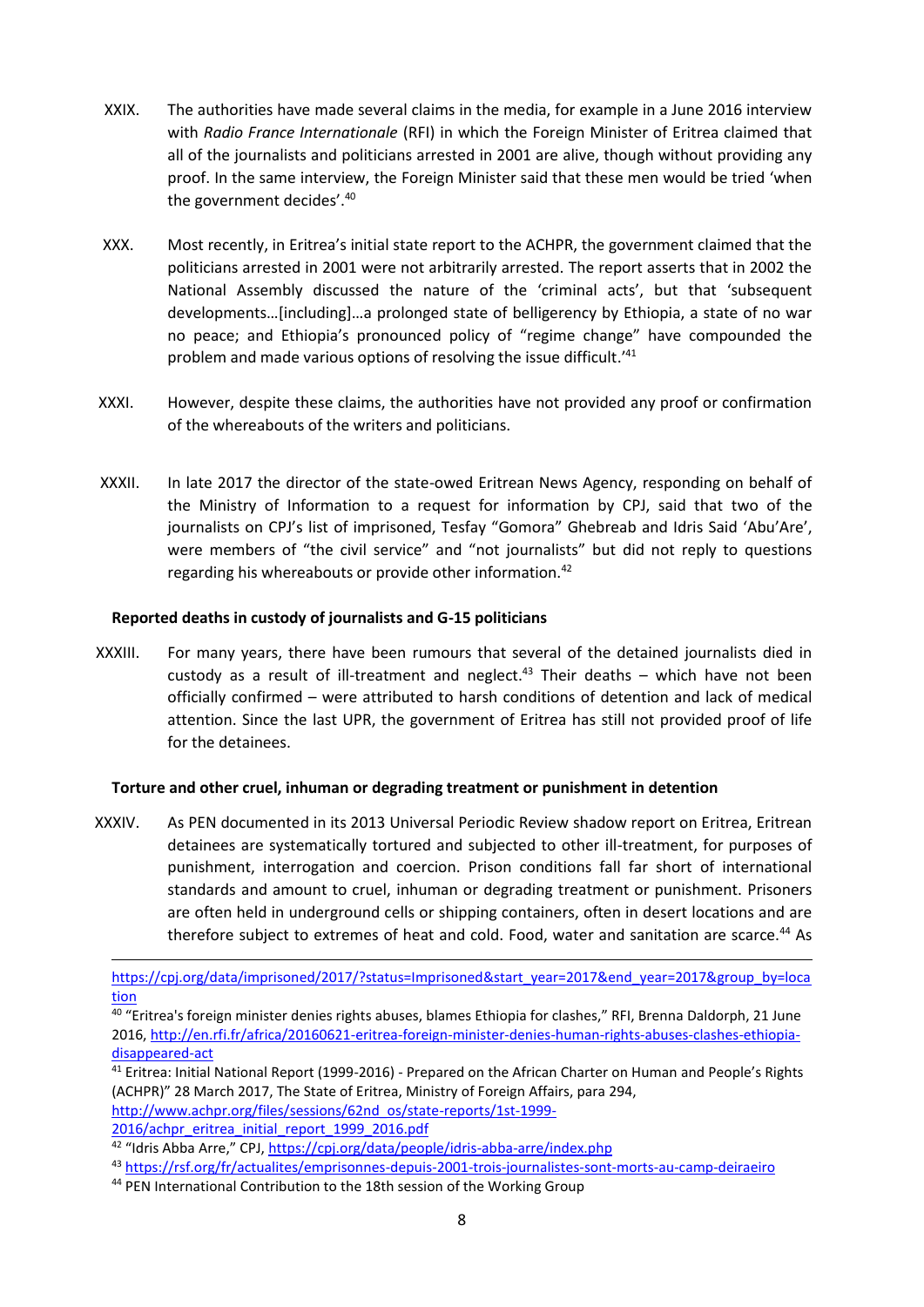XXIX. The authorities have made several claims in the media, for example in a June 2016 interview with *Radio France Internationale* (RFI) in which the Foreign Minister of Eritrea claimed that all of the journalists and politicians arrested in 2001 are alive, though without providing any proof. In the same interview, the Foreign Minister said that these men would be tried 'when the government decides'.[40]

XXX. Most recently, in Eritrea's initial state report to the ACHPR, the government claimed that the politicians arrested in 2001 were not arbitrarily arrested. The report asserts that in 2002 the National Assembly discussed the nature of the 'criminal acts', but that 'subsequent developments…[including]…a prolonged state of belligerency by Ethiopia, a state of no war no peace; and Ethiopia's pronounced policy of "regime change" have compounded the problem and made various options of resolving the issue difficult.'[41]

XXXI. However, despite these claims, the authorities have not provided any proof or confirmation of the whereabouts of the writers and politicians.

XXXII. In late 2017 the director of the state-owed Eritrean News Agency, responding on behalf of the Ministry of Information to a request for information by CPJ, said that two of the journalists on CPJ's list of imprisoned, Tesfay "Gomora" Ghebreab and Idris Said 'Abu'Are', were members of "the civil service" and "not journalists" but did not reply to questions regarding his whereabouts or provide other information.[42]

**Reported deaths in custody of journalists and G-15 politicians**

XXXIII. For many years, there have been rumours that several of the detained journalists died in custody as a result of ill-treatment and neglect.[43] Their deaths – which have not been officially confirmed – were attributed to harsh conditions of detention and lack of medical attention. Since the last UPR, the government of Eritrea has still not provided proof of life for the detainees.

**Torture and other cruel, inhuman or degrading treatment or punishment in detention**

XXXIV. As PEN documented in its 2013 Universal Periodic Review shadow report on Eritrea, Eritrean detainees are systematically tortured and subjected to other ill-treatment, for purposes of punishment, interrogation and coercion. Prison conditions fall far short of international standards and amount to cruel, inhuman or degrading treatment or punishment. Prisoners are often held in underground cells or shipping containers, often in desert locations and are therefore subject to extremes of heat and cold. Food, water and sanitation are scarce.[44] As

---

https://cpj.org/data/imprisoned/2017/?status=Imprisoned&start_year=2017&end_year=2017&group_by=location

[40] "Eritrea's foreign minister denies rights abuses, blames Ethiopia for clashes," RFI, Brenna Daldorph, 21 June 2016, http://en.rfi.fr/africa/20160621-eritrea-foreign-minister-denies-human-rights-abuses-clashes-ethiopia-disappeared-act

[41] Eritrea: Initial National Report (1999-2016) - Prepared on the African Charter on Human and People's Rights (ACHPR)" 28 March 2017, The State of Eritrea, Ministry of Foreign Affairs, para 294, http://www.achpr.org/files/sessions/62nd_os/state-reports/1st-1999-2016/achpr_eritrea_initial_report_1999_2016.pdf

[42] "Idris Abba Arre," CPJ, https://cpj.org/data/people/idris-abba-arre/index.php

[43] https://rsf.org/fr/actualites/emprisonnes-depuis-2001-trois-journalistes-sont-morts-au-camp-deiraeiro

[44] PEN International Contribution to the 18th session of the Working Group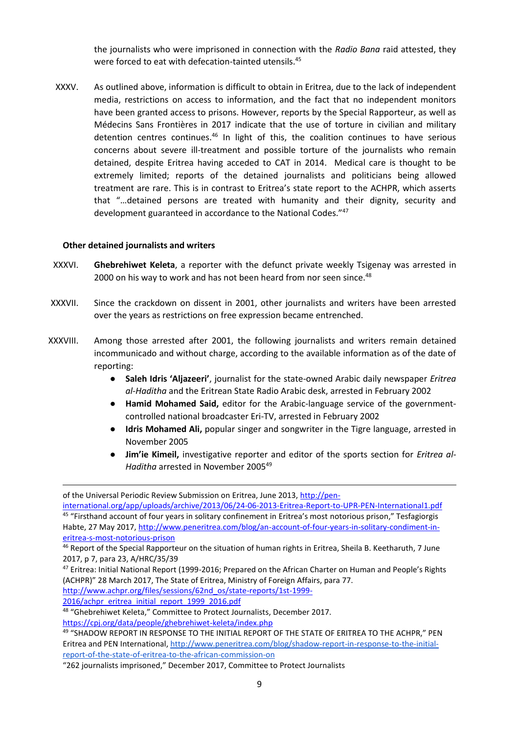the journalists who were imprisoned in connection with the *Radio Bana* raid attested, they were forced to eat with defecation-tainted utensils.[45]

XXXV. As outlined above, information is difficult to obtain in Eritrea, due to the lack of independent media, restrictions on access to information, and the fact that no independent monitors have been granted access to prisons. However, reports by the Special Rapporteur, as well as Médecins Sans Frontières in 2017 indicate that the use of torture in civilian and military detention centres continues.[46] In light of this, the coalition continues to have serious concerns about severe ill-treatment and possible torture of the journalists who remain detained, despite Eritrea having acceded to CAT in 2014. Medical care is thought to be extremely limited; reports of the detained journalists and politicians being allowed treatment are rare. This is in contrast to Eritrea's state report to the ACHPR, which asserts that "…detained persons are treated with humanity and their dignity, security and development guaranteed in accordance to the National Codes."[47]

**Other detained journalists and writers**

XXXVI. **Ghebrehiwet Keleta**, a reporter with the defunct private weekly Tsigenay was arrested in 2000 on his way to work and has not been heard from nor seen since.[48]

XXXVII. Since the crackdown on dissent in 2001, other journalists and writers have been arrested over the years as restrictions on free expression became entrenched.

XXXVIII. Among those arrested after 2001, the following journalists and writers remain detained incommunicado and without charge, according to the available information as of the date of reporting:

- **Saleh Idris 'Aljazeeri'**, journalist for the state-owned Arabic daily newspaper *Eritrea al-Haditha* and the Eritrean State Radio Arabic desk, arrested in February 2002
- **Hamid Mohamed Said,** editor for the Arabic-language service of the government-controlled national broadcaster Eri-TV, arrested in February 2002
- **Idris Mohamed Ali,** popular singer and songwriter in the Tigre language, arrested in November 2005
- **Jim'ie Kimeil,** investigative reporter and editor of the sports section for *Eritrea al-Haditha* arrested in November 2005[49]

---

of the Universal Periodic Review Submission on Eritrea, June 2013, http://pen-international.org/app/uploads/archive/2013/06/24-06-2013-Eritrea-Report-to-UPR-PEN-International1.pdf

[45] "Firsthand account of four years in solitary confinement in Eritrea's most notorious prison," Tesfagiorgis Habte, 27 May 2017, http://www.peneritrea.com/blog/an-account-of-four-years-in-solitary-condiment-in-eritrea-s-most-notorious-prison

[46] Report of the Special Rapporteur on the situation of human rights in Eritrea, Sheila B. Keetharuth, 7 June 2017, p 7, para 23, A/HRC/35/39

[47] Eritrea: Initial National Report (1999-2016; Prepared on the African Charter on Human and People's Rights (ACHPR)" 28 March 2017, The State of Eritrea, Ministry of Foreign Affairs, para 77. http://www.achpr.org/files/sessions/62nd_os/state-reports/1st-1999-2016/achpr_eritrea_initial_report_1999_2016.pdf

[48] "Ghebrehiwet Keleta," Committee to Protect Journalists, December 2017. https://cpj.org/data/people/ghebrehiwet-keleta/index.php

[49] "SHADOW REPORT IN RESPONSE TO THE INITIAL REPORT OF THE STATE OF ERITREA TO THE ACHPR," PEN Eritrea and PEN International, http://www.peneritrea.com/blog/shadow-report-in-response-to-the-initial-report-of-the-state-of-eritrea-to-the-african-commission-on

"262 journalists imprisoned," December 2017, Committee to Protect Journalists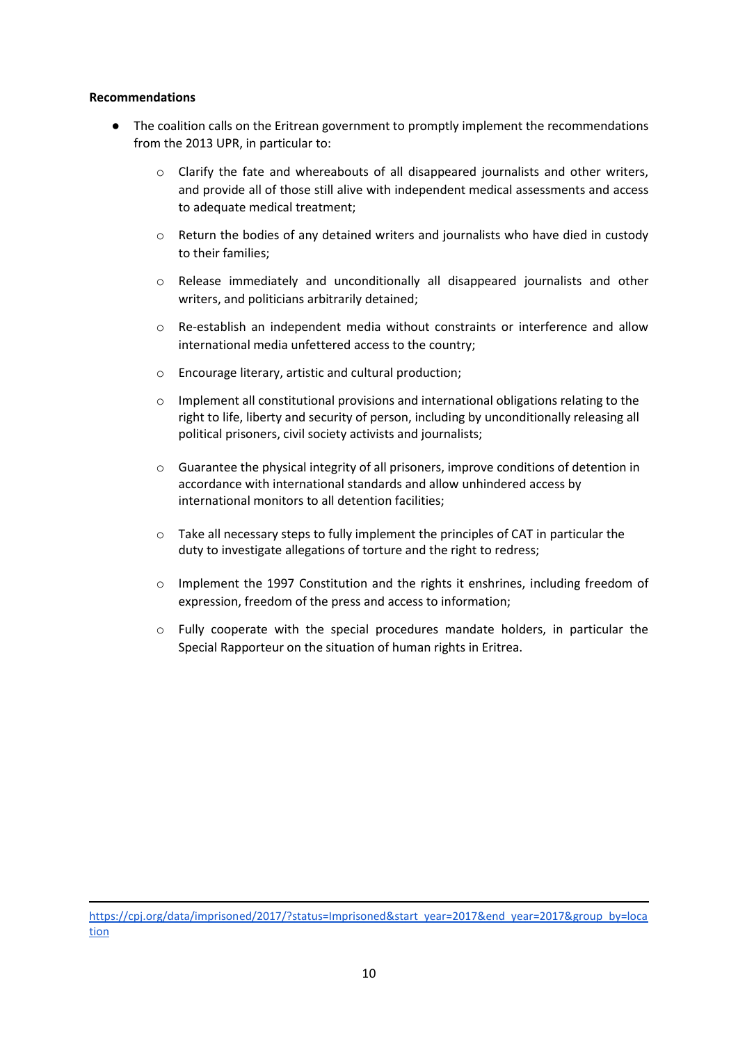**Recommendations**

- The coalition calls on the Eritrean government to promptly implement the recommendations from the 2013 UPR, in particular to:
  - Clarify the fate and whereabouts of all disappeared journalists and other writers, and provide all of those still alive with independent medical assessments and access to adequate medical treatment;
  - Return the bodies of any detained writers and journalists who have died in custody to their families;
  - Release immediately and unconditionally all disappeared journalists and other writers, and politicians arbitrarily detained;
  - Re-establish an independent media without constraints or interference and allow international media unfettered access to the country;
  - Encourage literary, artistic and cultural production;
  - Implement all constitutional provisions and international obligations relating to the right to life, liberty and security of person, including by unconditionally releasing all political prisoners, civil society activists and journalists;
  - Guarantee the physical integrity of all prisoners, improve conditions of detention in accordance with international standards and allow unhindered access by international monitors to all detention facilities;
  - Take all necessary steps to fully implement the principles of CAT in particular the duty to investigate allegations of torture and the right to redress;
  - Implement the 1997 Constitution and the rights it enshrines, including freedom of expression, freedom of the press and access to information;
  - Fully cooperate with the special procedures mandate holders, in particular the Special Rapporteur on the situation of human rights in Eritrea.

---

https://cpj.org/data/imprisoned/2017/?status=Imprisoned&start_year=2017&end_year=2017&group_by=location